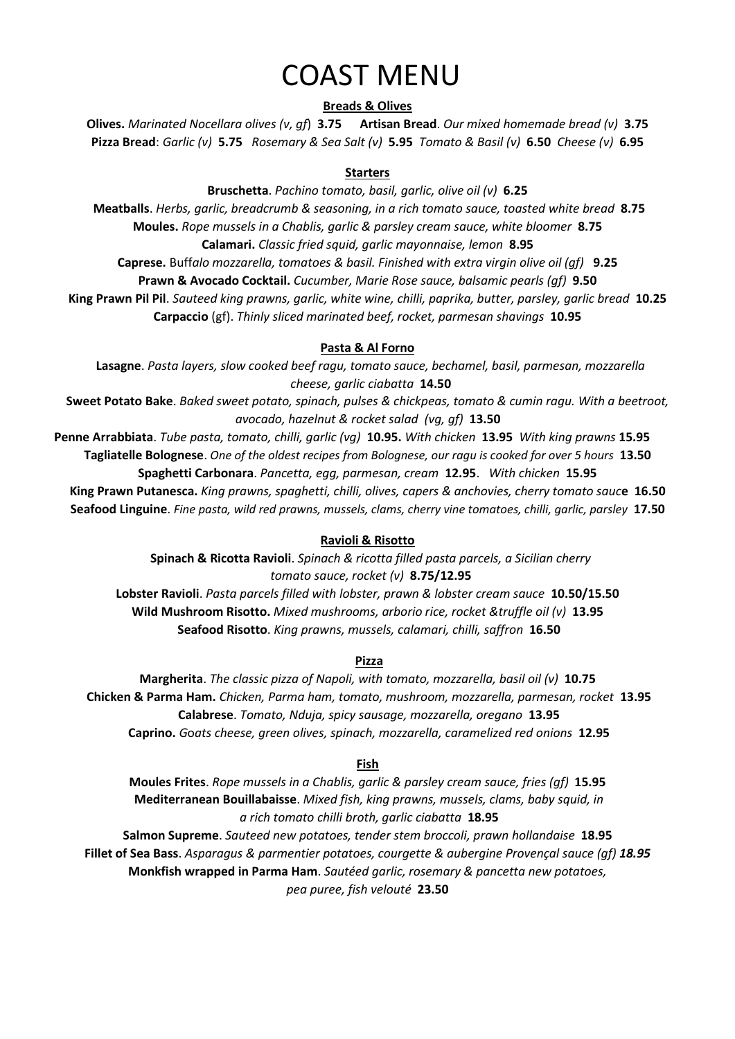# COAST MENU

## Breads & Olives

**Olives.** *Marinated Nocellara olives (v, gf)* **3.75** **Artisan Bread**. *Our mixed homemade bread (v)* **3.75**

**Pizza Bread**: *Garlic (v)* **5.75** *Rosemary & Sea Salt (v)* **5.95** *Tomato & Basil (v)* **6.50** *Cheese (v)* **6.95**

## Starters

**Bruschetta**. *Pachino tomato, basil, garlic, olive oil (v)* **6.25**

**Meatballs**. *Herbs, garlic, breadcrumb & seasoning, in a rich tomato sauce, toasted white bread* **8.75**

**Moules.** *Rope mussels in a Chablis, garlic & parsley cream sauce, white bloomer* **8.75**

**Calamari.** *Classic fried squid, garlic mayonnaise, lemon* **8.95**

**Caprese.** Buff*alo mozzarella, tomatoes & basil. Finished with extra virgin olive oil (gf)* **9.25**

**Prawn & Avocado Cocktail.** *Cucumber, Marie Rose sauce, balsamic pearls (gf)* **9.50**

**King Prawn Pil Pil**. *Sauteed king prawns, garlic, white wine, chilli, paprika, butter, parsley, garlic bread* **10.25**

**Carpaccio** (gf). *Thinly sliced marinated beef, rocket, parmesan shavings* **10.95**

## Pasta & Al Forno

**Lasagne**. *Pasta layers, slow cooked beef ragu, tomato sauce, bechamel, basil, parmesan, mozzarella cheese, garlic ciabatta* **14.50**

**Sweet Potato Bake**. *Baked sweet potato, spinach, pulses & chickpeas, tomato & cumin ragu. With a beetroot, avocado, hazelnut & rocket salad (vg, gf)* **13.50**

**Penne Arrabbiata**. *Tube pasta, tomato, chilli, garlic (vg)* **10.95.** *With chicken* **13.95** *With king prawns* **15.95**

**Tagliatelle Bolognese**. *One of the oldest recipes from Bolognese, our ragu is cooked for over 5 hours* **13.50**

**Spaghetti Carbonara**. *Pancetta, egg, parmesan, cream* **12.95**. *With chicken* **15.95**

**King Prawn Putanesca.** *King prawns, spaghetti, chilli, olives, capers & anchovies, cherry tomato sauc***e** **16.50**

**Seafood Linguine**. *Fine pasta, wild red prawns, mussels, clams, cherry vine tomatoes, chilli, garlic, parsley* **17.50**

## Ravioli & Risotto

**Spinach & Ricotta Ravioli**. *Spinach & ricotta filled pasta parcels, a Sicilian cherry tomato sauce, rocket (v)* **8.75/12.95**

**Lobster Ravioli**. *Pasta parcels filled with lobster, prawn & lobster cream sauce* **10.50/15.50**

**Wild Mushroom Risotto.** *Mixed mushrooms, arborio rice, rocket &truffle oil (v)* **13.95**

**Seafood Risotto**. *King prawns, mussels, calamari, chilli, saffron* **16.50**

## Pizza

**Margherita**. *The classic pizza of Napoli, with tomato, mozzarella, basil oil (v)* **10.75**

**Chicken & Parma Ham.** *Chicken, Parma ham, tomato, mushroom, mozzarella, parmesan, rocket* **13.95**

**Calabrese**. *Tomato, Nduja, spicy sausage, mozzarella, oregano* **13.95**

**Caprino.** *Goats cheese, green olives, spinach, mozzarella, caramelized red onions* **12.95**

## Fish

**Moules Frites**. *Rope mussels in a Chablis, garlic & parsley cream sauce, fries (gf)* **15.95**

**Mediterranean Bouillabaisse**. *Mixed fish, king prawns, mussels, clams, baby squid, in a rich tomato chilli broth, garlic ciabatta* **18.95**

**Salmon Supreme**. *Sauteed new potatoes, tender stem broccoli, prawn hollandaise* **18.95**

**Fillet of Sea Bass**. *Asparagus & parmentier potatoes, courgette & aubergine Provençal sauce (gf)* ***18.95***

**Monkfish wrapped in Parma Ham**. *Sautéed garlic, rosemary & pancetta new potatoes, pea puree, fish velouté* **23.50**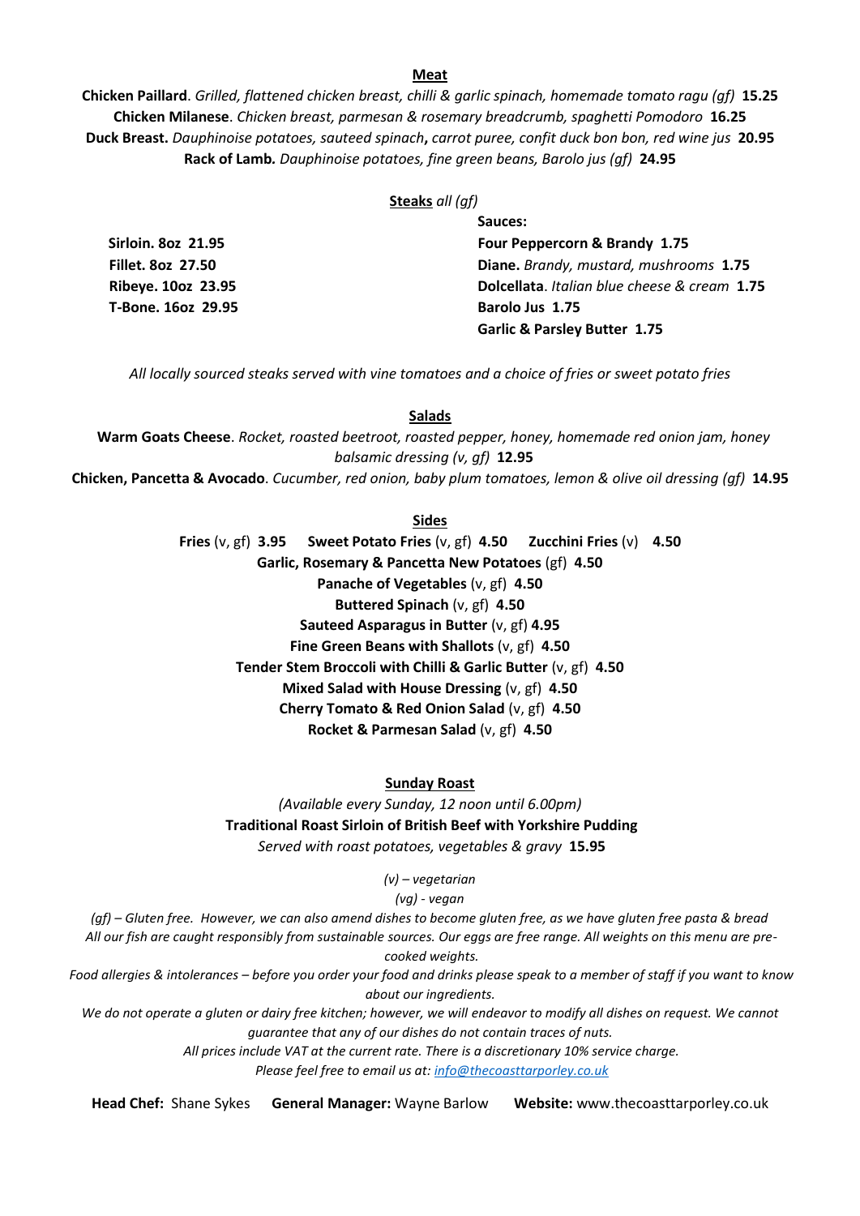## Meat

**Chicken Paillard**. *Grilled, flattened chicken breast, chilli & garlic spinach, homemade tomato ragu (gf)* **15.25**

**Chicken Milanese**. *Chicken breast, parmesan & rosemary breadcrumb, spaghetti Pomodoro* **16.25**

**Duck Breast.** *Dauphinoise potatoes, sauteed spinach***,** *carrot puree, confit duck bon bon, red wine jus* **20.95**

**Rack of Lamb***.* *Dauphinoise potatoes, fine green beans, Barolo jus (gf)* **24.95**

## Steaks *all (gf)*

**Sirloin. 8oz 21.95**
**Fillet. 8oz 27.50**
**Ribeye. 10oz 23.95**
**T-Bone. 16oz 29.95**

**Sauces:**
**Four Peppercorn & Brandy 1.75**
**Diane.** *Brandy, mustard, mushrooms* **1.75**
**Dolcellata**. *Italian blue cheese & cream* **1.75**
**Barolo Jus 1.75**
**Garlic & Parsley Butter 1.75**

*All locally sourced steaks served with vine tomatoes and a choice of fries or sweet potato fries*

## Salads

**Warm Goats Cheese**. *Rocket, roasted beetroot, roasted pepper, honey, homemade red onion jam, honey balsamic dressing (v, gf)* **12.95**

**Chicken, Pancetta & Avocado**. *Cucumber, red onion, baby plum tomatoes, lemon & olive oil dressing (gf)* **14.95**

## Sides

**Fries** (v, gf) **3.95** **Sweet Potato Fries** (v, gf) **4.50** **Zucchini Fries** (v) **4.50**
**Garlic, Rosemary & Pancetta New Potatoes** (gf) **4.50**
**Panache of Vegetables** (v, gf) **4.50**
**Buttered Spinach** (v, gf) **4.50**
**Sauteed Asparagus in Butter** (v, gf) **4.95**
**Fine Green Beans with Shallots** (v, gf) **4.50**
**Tender Stem Broccoli with Chilli & Garlic Butter** (v, gf) **4.50**
**Mixed Salad with House Dressing** (v, gf) **4.50**
**Cherry Tomato & Red Onion Salad** (v, gf) **4.50**
**Rocket & Parmesan Salad** (v, gf) **4.50**

## Sunday Roast

*(Available every Sunday, 12 noon until 6.00pm)*

**Traditional Roast Sirloin of British Beef with Yorkshire Pudding**

*Served with roast potatoes, vegetables & gravy* **15.95**

*(v) – vegetarian*

*(vg) - vegan*

*(gf) – Gluten free. However, we can also amend dishes to become gluten free, as we have gluten free pasta & bread*

*All our fish are caught responsibly from sustainable sources. Our eggs are free range. All weights on this menu are pre-cooked weights.*

*Food allergies & intolerances – before you order your food and drinks please speak to a member of staff if you want to know about our ingredients.*

*We do not operate a gluten or dairy free kitchen; however, we will endeavor to modify all dishes on request. We cannot guarantee that any of our dishes do not contain traces of nuts.*

*All prices include VAT at the current rate. There is a discretionary 10% service charge.*

*Please feel free to email us at: info@thecoasttarporley.co.uk*

**Head Chef:** Shane Sykes **General Manager:** Wayne Barlow **Website:** www.thecoasttarporley.co.uk